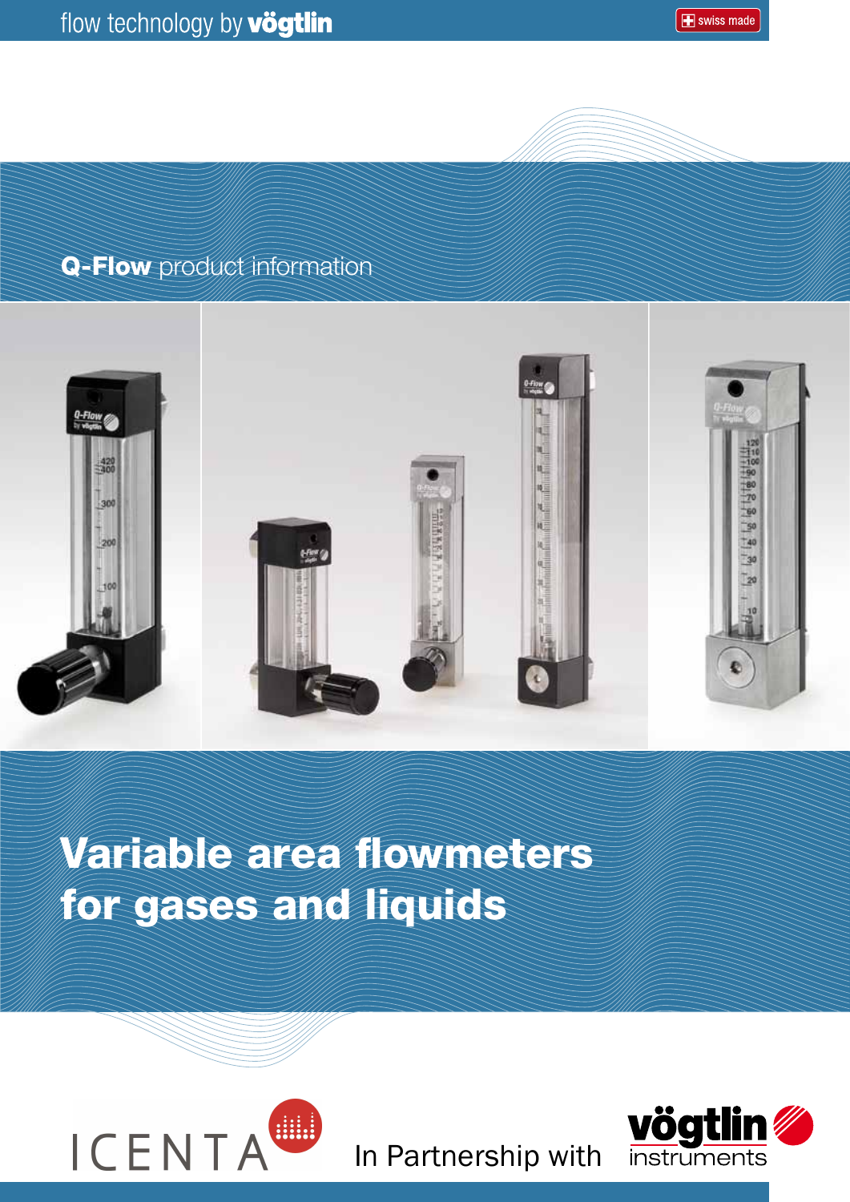flow technology by **vögtlin**

swiss made

**Q-Flow** product information

# Variable area flowmeters for gases and liquids

ICENTA

In Partnership with

vögtlin instruments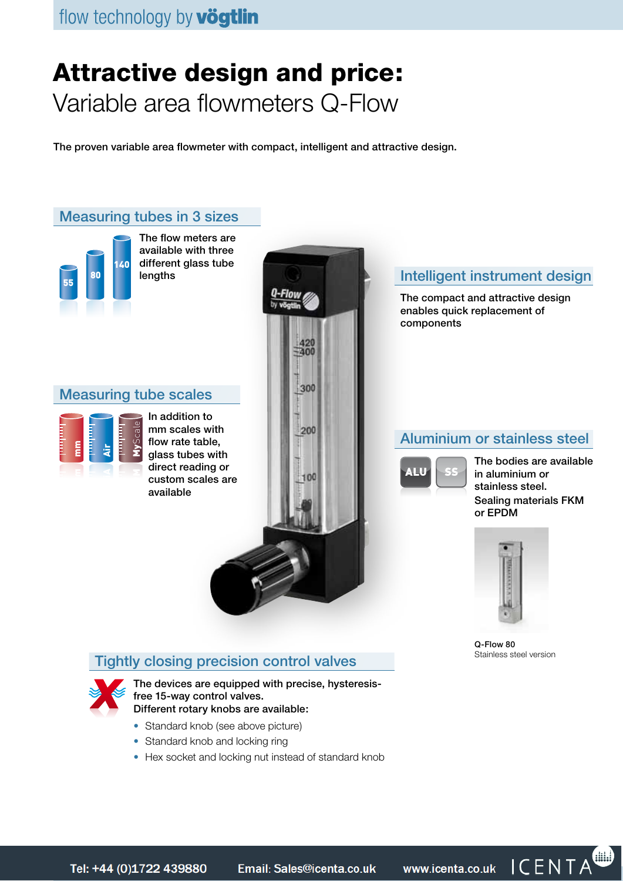# Attractive design and price:

Variable area flowmeters Q-Flow

**The proven variable area flowmeter with compact, intelligent and attractive design.**

## Measuring tubes in 3 sizes

The flow meters are available with three different glass tube lengths

## Measuring tube scales

In addition to mm scales with flow rate table, glass tubes with direct reading or custom scales are available

## Intelligent instrument design

The compact and attractive design enables quick replacement of components

## Aluminium or stainless steel

The bodies are available in aluminium or stainless steel.
Sealing materials FKM or EPDM

Q-Flow 80
Stainless steel version

## Tightly closing precision control valves

**The devices are equipped with precise, hysteresis-free 15-way control valves.**
**Different rotary knobs are available:**

- Standard knob (see above picture)
- Standard knob and locking ring
- Hex socket and locking nut instead of standard knob

Tel: +44 (0)1722 439880 Email: Sales@icenta.co.uk www.icenta.co.uk ICENTA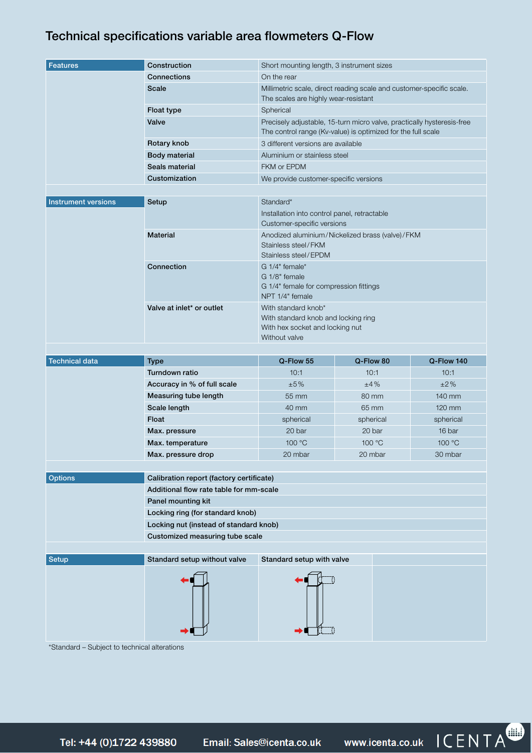# Technical specifications variable area flowmeters Q-Flow

| Features | | |
|---|---|---|
| | **Construction** | Short mounting length, 3 instrument sizes |
| | **Connections** | On the rear |
| | **Scale** | Millimetric scale, direct reading scale and customer-specific scale. The scales are highly wear-resistant |
| | **Float type** | Spherical |
| | **Valve** | Precisely adjustable, 15-turn micro valve, practically hysteresis-free The control range (Kv-value) is optimized for the full scale |
| | **Rotary knob** | 3 different versions are available |
| | **Body material** | Aluminium or stainless steel |
| | **Seals material** | FKM or EPDM |
| | **Customization** | We provide customer-specific versions |

| Instrument versions | | |
|---|---|---|
| | **Setup** | Standard*<br>Installation into control panel, retractable<br>Customer-specific versions |
| | **Material** | Anodized aluminium/Nickelized brass (valve)/FKM<br>Stainless steel/FKM<br>Stainless steel/EPDM |
| | **Connection** | G 1/4" female*<br>G 1/8" female<br>G 1/4" female for compression fittings<br>NPT 1/4" female |
| | **Valve at inlet* or outlet** | With standard knob*<br>With standard knob and locking ring<br>With hex socket and locking nut<br>Without valve |

| Technical data | Type | Q-Flow 55 | Q-Flow 80 | Q-Flow 140 |
|---|---|---|---|---|
| | **Turndown ratio** | 10:1 | 10:1 | 10:1 |
| | **Accuracy in % of full scale** | ±5% | ±4% | ±2% |
| | **Measuring tube length** | 55 mm | 80 mm | 140 mm |
| | **Scale length** | 40 mm | 65 mm | 120 mm |
| | **Float** | spherical | spherical | spherical |
| | **Max. pressure** | 20 bar | 20 bar | 16 bar |
| | **Max. temperature** | 100 °C | 100 °C | 100 °C |
| | **Max. pressure drop** | 20 mbar | 20 mbar | 30 mbar |

| Options | |
|---|---|
| | **Calibration report (factory certificate)** |
| | **Additional flow rate table for mm-scale** |
| | **Panel mounting kit** |
| | **Locking ring (for standard knob)** |
| | **Locking nut (instead of standard knob)** |
| | **Customized measuring tube scale** |

| Setup | Standard setup without valve | Standard setup with valve |
|---|---|---|

*Standard – Subject to technical alterations

Tel: +44 (0)1722 439880 Email: Sales@icenta.co.uk www.icenta.co.uk ICENTA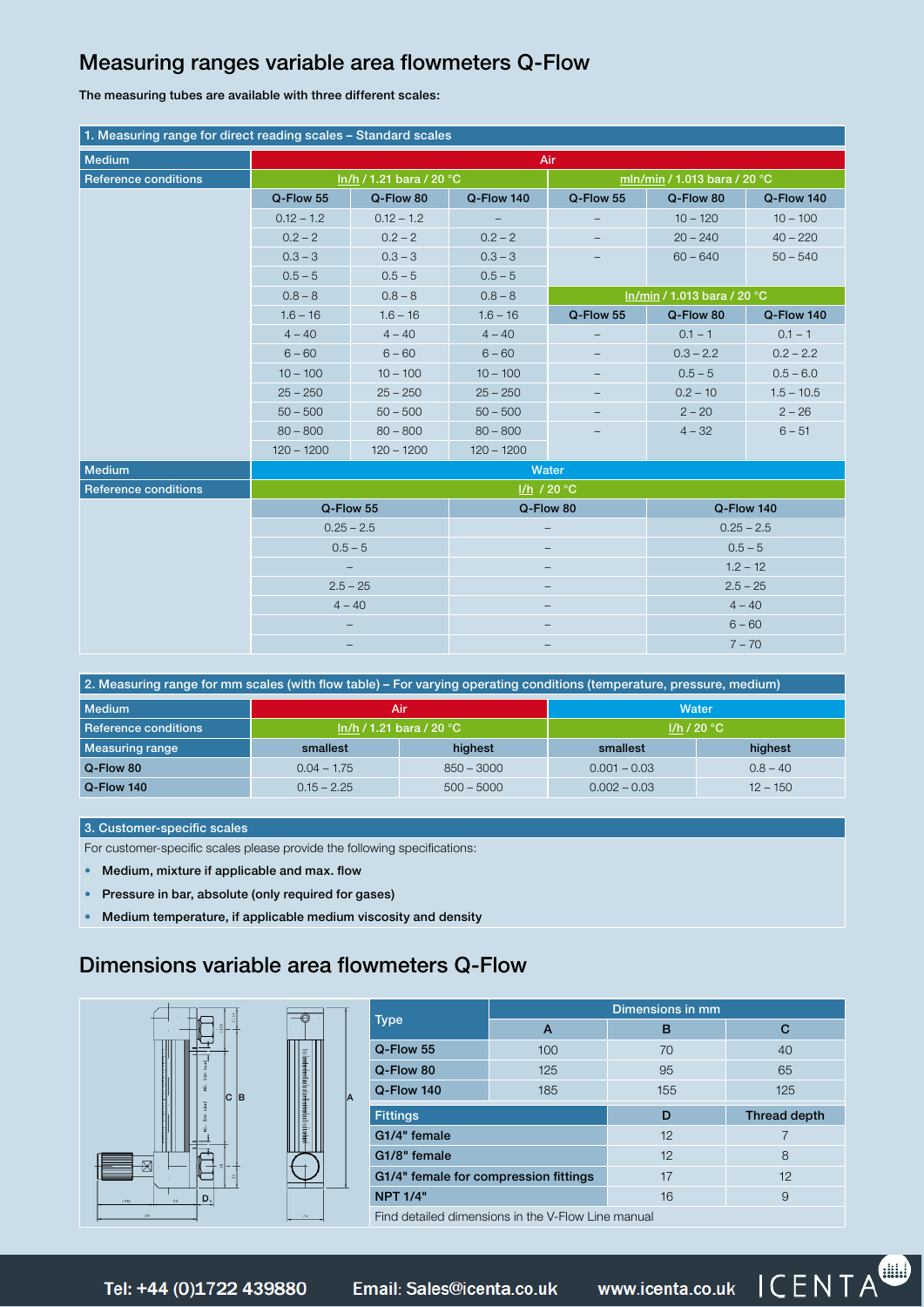# Measuring ranges variable area flowmeters Q-Flow

The measuring tubes are available with three different scales:

## 1. Measuring range for direct reading scales – Standard scales

| Medium | Air | | | | | |
|---|---|---|---|---|---|---|
| Reference conditions | ln/h / 1.21 bara / 20 °C | | | mln/min / 1.013 bara / 20 °C | | |
| | Q-Flow 55 | Q-Flow 80 | Q-Flow 140 | Q-Flow 55 | Q-Flow 80 | Q-Flow 140 |
| | 0.12 – 1.2 | 0.12 – 1.2 | – | – | 10 – 120 | 10 – 100 |
| | 0.2 – 2 | 0.2 – 2 | 0.2 – 2 | – | 20 – 240 | 40 – 220 |
| | 0.3 – 3 | 0.3 – 3 | 0.3 – 3 | – | 60 – 640 | 50 – 540 |
| | 0.5 – 5 | 0.5 – 5 | 0.5 – 5 | | | |
| | 0.8 – 8 | 0.8 – 8 | 0.8 – 8 | ln/min / 1.013 bara / 20 °C | | |
| | 1.6 – 16 | 1.6 – 16 | 1.6 – 16 | Q-Flow 55 | Q-Flow 80 | Q-Flow 140 |
| | 4 – 40 | 4 – 40 | 4 – 40 | – | 0.1 – 1 | 0.1 – 1 |
| | 6 – 60 | 6 – 60 | 6 – 60 | – | 0.3 – 2.2 | 0.2 – 2.2 |
| | 10 – 100 | 10 – 100 | 10 – 100 | – | 0.5 – 5 | 0.5 – 6.0 |
| | 25 – 250 | 25 – 250 | 25 – 250 | – | 0.2 – 10 | 1.5 – 10.5 |
| | 50 – 500 | 50 – 500 | 50 – 500 | – | 2 – 20 | 2 – 26 |
| | 80 – 800 | 80 – 800 | 80 – 800 | – | 4 – 32 | 6 – 51 |
| | 120 – 1200 | 120 – 1200 | 120 – 1200 | | | |

| Medium | Water | | |
|---|---|---|---|
| Reference conditions | l/h / 20 °C | | |
| | Q-Flow 55 | Q-Flow 80 | Q-Flow 140 |
| | 0.25 – 2.5 | – | 0.25 – 2.5 |
| | 0.5 – 5 | – | 0.5 – 5 |
| | – | – | 1.2 – 12 |
| | 2.5 – 25 | – | 2.5 – 25 |
| | 4 – 40 | – | 4 – 40 |
| | – | – | 6 – 60 |
| | – | – | 7 – 70 |

## 2. Measuring range for mm scales (with flow table) – For varying operating conditions (temperature, pressure, medium)

| Medium | Air | | Water | |
|---|---|---|---|---|
| Reference conditions | ln/h / 1.21 bara / 20 °C | | l/h / 20 °C | |
| Measuring range | smallest | highest | smallest | highest |
| Q-Flow 80 | 0.04 – 1.75 | 850 – 3000 | 0.001 – 0.03 | 0.8 – 40 |
| Q-Flow 140 | 0.15 – 2.25 | 500 – 5000 | 0.002 – 0.03 | 12 – 150 |

## 3. Customer-specific scales

For customer-specific scales please provide the following specifications:

- Medium, mixture if applicable and max. flow
- Pressure in bar, absolute (only required for gases)
- Medium temperature, if applicable medium viscosity and density

# Dimensions variable area flowmeters Q-Flow

| Type | Dimensions in mm | | |
|---|---|---|---|
| | A | B | C |
| Q-Flow 55 | 100 | 70 | 40 |
| Q-Flow 80 | 125 | 95 | 65 |
| Q-Flow 140 | 185 | 155 | 125 |

| Fittings | D | Thread depth |
|---|---|---|
| G1/4" female | 12 | 7 |
| G1/8" female | 12 | 8 |
| G1/4" female for compression fittings | 17 | 12 |
| NPT 1/4" | 16 | 9 |

Find detailed dimensions in the V-Flow Line manual

Tel: +44 (0)1722 439880 Email: Sales@icenta.co.uk www.icenta.co.uk ICENTA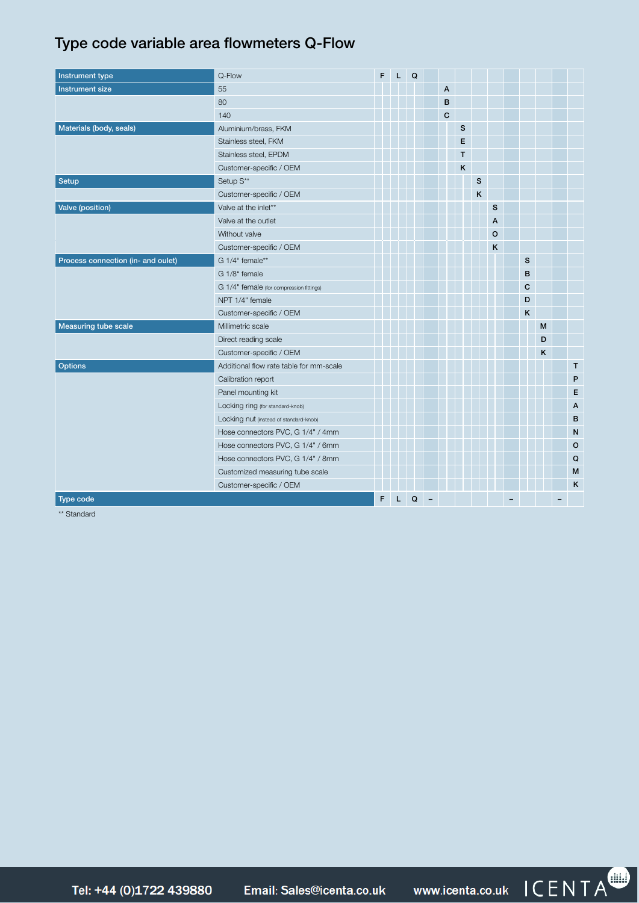# Type code variable area flowmeters Q-Flow

| Instrument type | Q-Flow | F | L | Q | | | | | | | | | | |
|---|---|---|---|---|---|---|---|---|---|---|---|---|---|---|
| Instrument size | 55 | | | | | A | | | | | | | | |
| | 80 | | | | | B | | | | | | | | |
| | 140 | | | | | C | | | | | | | | |
| Materials (body, seals) | Aluminium/brass, FKM | | | | | | S | | | | | | | |
| | Stainless steel, FKM | | | | | | E | | | | | | | |
| | Stainless steel, EPDM | | | | | | T | | | | | | | |
| | Customer-specific / OEM | | | | | | K | | | | | | | |
| Setup | Setup S** | | | | | | | S | | | | | | |
| | Customer-specific / OEM | | | | | | | K | | | | | | |
| Valve (position) | Valve at the inlet** | | | | | | | | S | | | | | |
| | Valve at the outlet | | | | | | | | A | | | | | |
| | Without valve | | | | | | | | O | | | | | |
| | Customer-specific / OEM | | | | | | | | K | | | | | |
| Process connection (in- and oulet) | G 1/4" female** | | | | | | | | | | S | | | |
| | G 1/8" female | | | | | | | | | | B | | | |
| | G 1/4" female (for compression fittings) | | | | | | | | | | C | | | |
| | NPT 1/4" female | | | | | | | | | | D | | | |
| | Customer-specific / OEM | | | | | | | | | | K | | | |
| Measuring tube scale | Millimetric scale | | | | | | | | | | | M | | |
| | Direct reading scale | | | | | | | | | | | D | | |
| | Customer-specific / OEM | | | | | | | | | | | K | | |
| Options | Additional flow rate table for mm-scale | | | | | | | | | | | | | T |
| | Calibration report | | | | | | | | | | | | | P |
| | Panel mounting kit | | | | | | | | | | | | | E |
| | Locking ring (for standard-knob) | | | | | | | | | | | | | A |
| | Locking nut (instead of standard-knob) | | | | | | | | | | | | | B |
| | Hose connectors PVC, G 1/4" / 4mm | | | | | | | | | | | | | N |
| | Hose connectors PVC, G 1/4" / 6mm | | | | | | | | | | | | | O |
| | Hose connectors PVC, G 1/4" / 8mm | | | | | | | | | | | | | Q |
| | Customized measuring tube scale | | | | | | | | | | | | | M |
| | Customer-specific / OEM | | | | | | | | | | | | | K |
| Type code | | F | L | Q | – | | | | | – | | | – | |

** Standard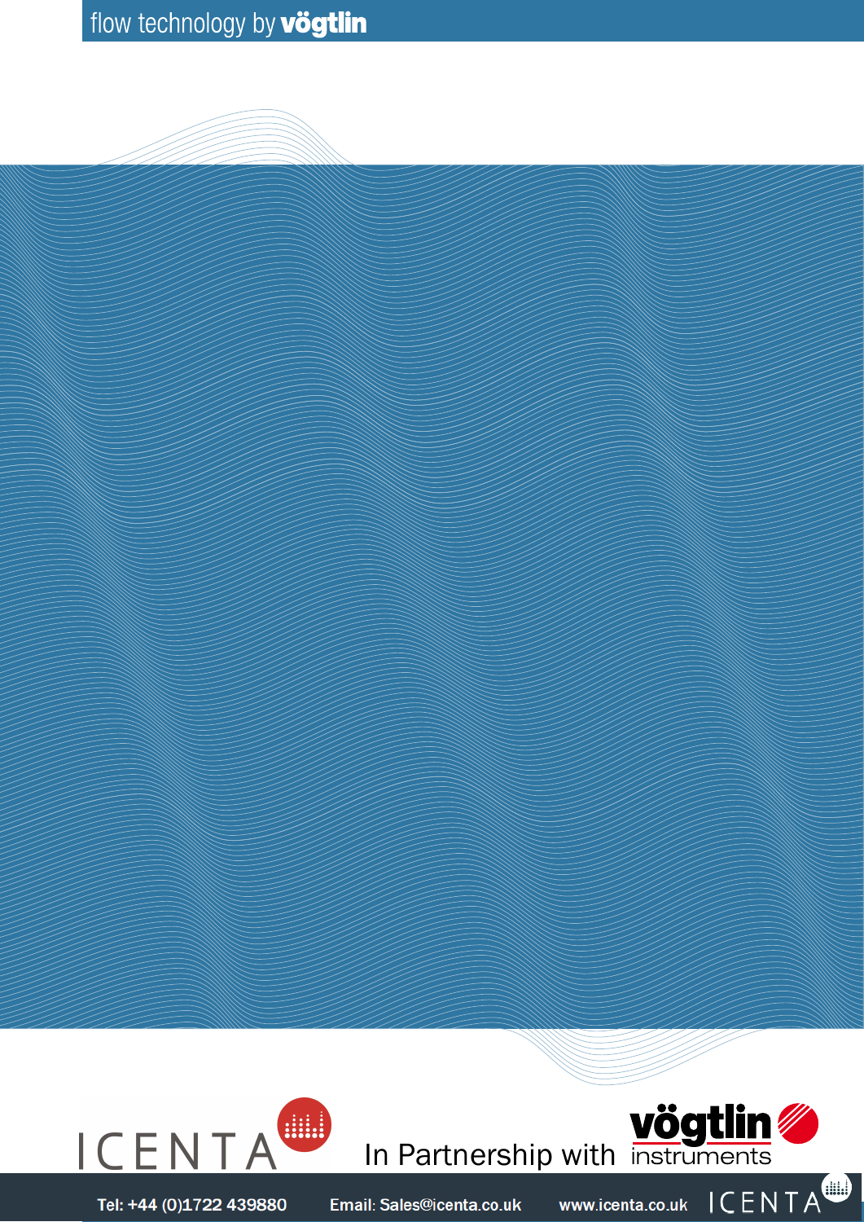flow technology by vögtlin

ICENTA

In Partnership with vögtlin instruments

Tel: +44 (0)1722 439880 Email: Sales@icenta.co.uk www.icenta.co.uk ICENTA